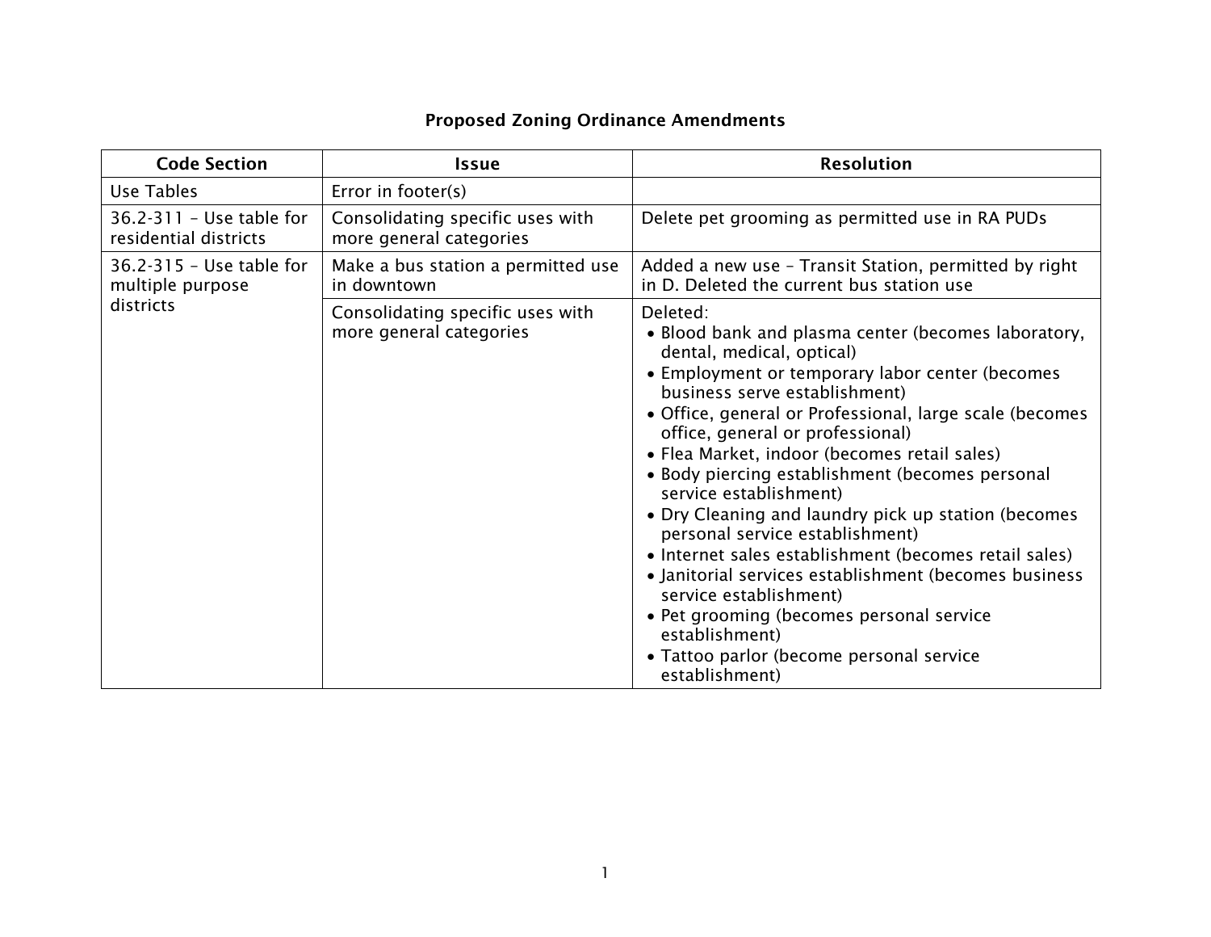# Proposed Zoning Ordinance Amendments

| Code Section | Issue | Resolution |
| --- | --- | --- |
| Use Tables | Error in footer(s) | |
| 36.2-311 – Use table for residential districts | Consolidating specific uses with more general categories | Delete pet grooming as permitted use in RA PUDs |
| 36.2-315 – Use table for multiple purpose districts | Make a bus station a permitted use in downtown | Added a new use – Transit Station, permitted by right in D. Deleted the current bus station use |
| | Consolidating specific uses with more general categories | Deleted:<br>• Blood bank and plasma center (becomes laboratory, dental, medical, optical)<br>• Employment or temporary labor center (becomes business serve establishment)<br>• Office, general or Professional, large scale (becomes office, general or professional)<br>• Flea Market, indoor (becomes retail sales)<br>• Body piercing establishment (becomes personal service establishment)<br>• Dry Cleaning and laundry pick up station (becomes personal service establishment)<br>• Internet sales establishment (becomes retail sales)<br>• Janitorial services establishment (becomes business service establishment)<br>• Pet grooming (becomes personal service establishment)<br>• Tattoo parlor (become personal service establishment) |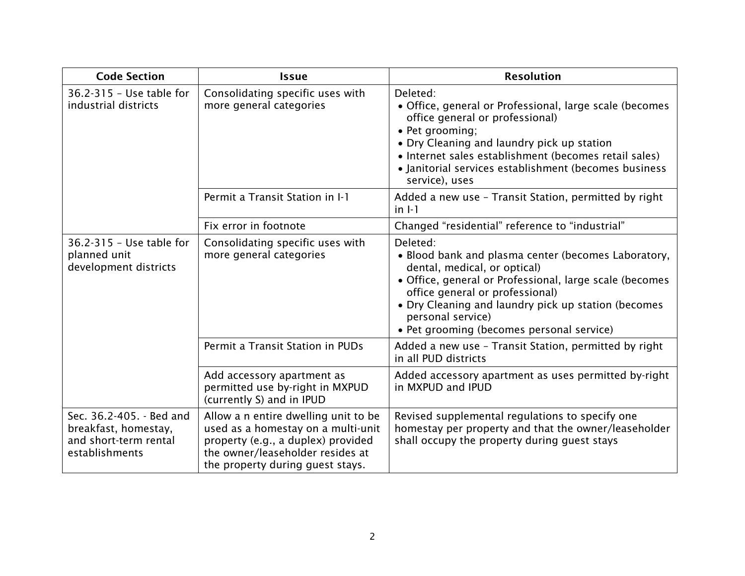| Code Section | Issue | Resolution |
|---|---|---|
| 36.2-315 – Use table for industrial districts | Consolidating specific uses with more general categories | Deleted:<br>• Office, general or Professional, large scale (becomes office general or professional)<br>• Pet grooming;<br>• Dry Cleaning and laundry pick up station<br>• Internet sales establishment (becomes retail sales)<br>• Janitorial services establishment (becomes business service), uses |
| | Permit a Transit Station in I-1 | Added a new use – Transit Station, permitted by right in I-1 |
| | Fix error in footnote | Changed "residential" reference to "industrial" |
| 36.2-315 – Use table for planned unit development districts | Consolidating specific uses with more general categories | Deleted:<br>• Blood bank and plasma center (becomes Laboratory, dental, medical, or optical)<br>• Office, general or Professional, large scale (becomes office general or professional)<br>• Dry Cleaning and laundry pick up station (becomes personal service)<br>• Pet grooming (becomes personal service) |
| | Permit a Transit Station in PUDs | Added a new use – Transit Station, permitted by right in all PUD districts |
| | Add accessory apartment as permitted use by-right in MXPUD (currently S) and in IPUD | Added accessory apartment as uses permitted by-right in MXPUD and IPUD |
| Sec. 36.2-405. - Bed and breakfast, homestay, and short-term rental establishments | Allow a n entire dwelling unit to be used as a homestay on a multi-unit property (e.g., a duplex) provided the owner/leaseholder resides at the property during guest stays. | Revised supplemental regulations to specify one homestay per property and that the owner/leaseholder shall occupy the property during guest stays |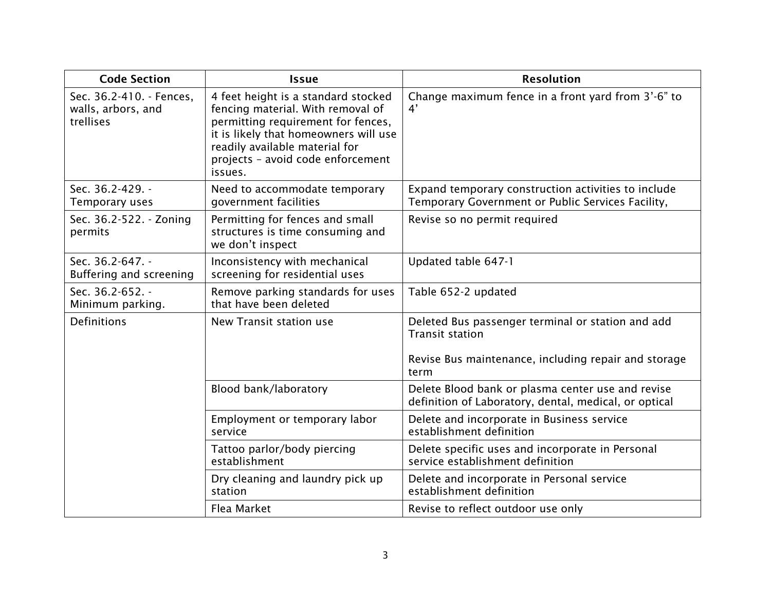| Code Section | Issue | Resolution |
|---|---|---|
| Sec. 36.2-410. - Fences, walls, arbors, and trellises | 4 feet height is a standard stocked fencing material. With removal of permitting requirement for fences, it is likely that homeowners will use readily available material for projects – avoid code enforcement issues. | Change maximum fence in a front yard from 3’-6” to 4’ |
| Sec. 36.2-429. - Temporary uses | Need to accommodate temporary government facilities | Expand temporary construction activities to include Temporary Government or Public Services Facility, |
| Sec. 36.2-522. - Zoning permits | Permitting for fences and small structures is time consuming and we don’t inspect | Revise so no permit required |
| Sec. 36.2-647. - Buffering and screening | Inconsistency with mechanical screening for residential uses | Updated table 647-1 |
| Sec. 36.2-652. - Minimum parking. | Remove parking standards for uses that have been deleted | Table 652-2 updated |
| Definitions | New Transit station use | Deleted Bus passenger terminal or station and add Transit station<br><br>Revise Bus maintenance, including repair and storage term |
| | Blood bank/laboratory | Delete Blood bank or plasma center use and revise definition of Laboratory, dental, medical, or optical |
| | Employment or temporary labor service | Delete and incorporate in Business service establishment definition |
| | Tattoo parlor/body piercing establishment | Delete specific uses and incorporate in Personal service establishment definition |
| | Dry cleaning and laundry pick up station | Delete and incorporate in Personal service establishment definition |
| | Flea Market | Revise to reflect outdoor use only |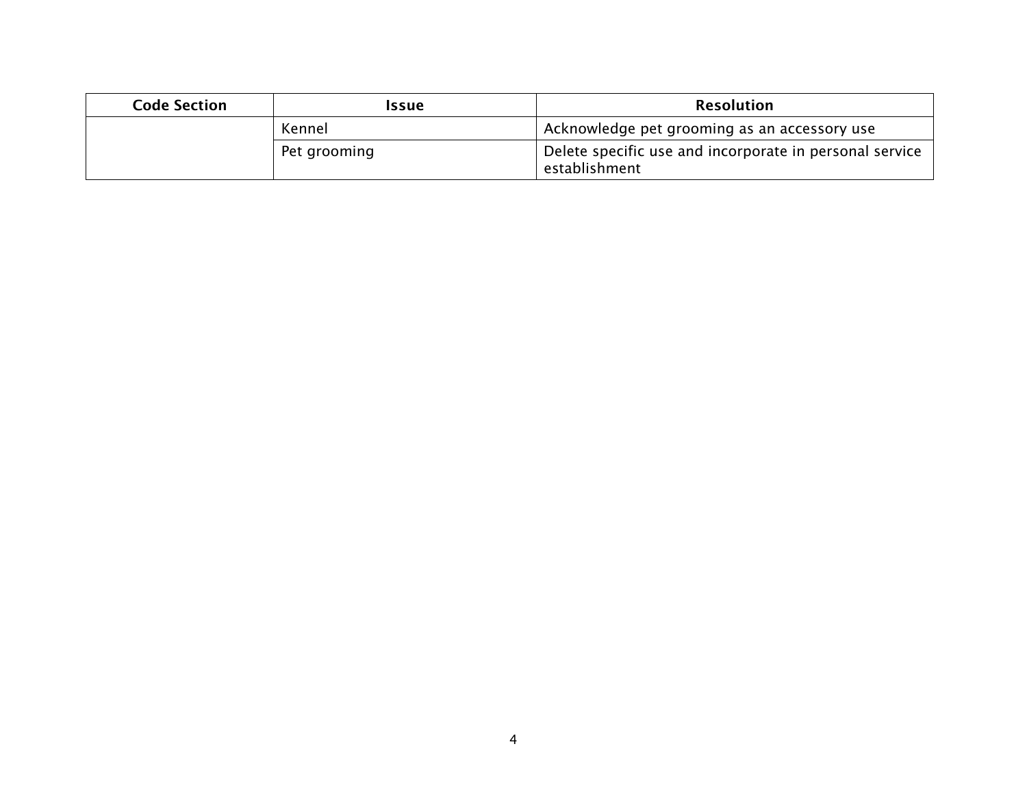| Code Section | Issue | Resolution |
|---|---|---|
| | Kennel | Acknowledge pet grooming as an accessory use |
| | Pet grooming | Delete specific use and incorporate in personal service establishment |